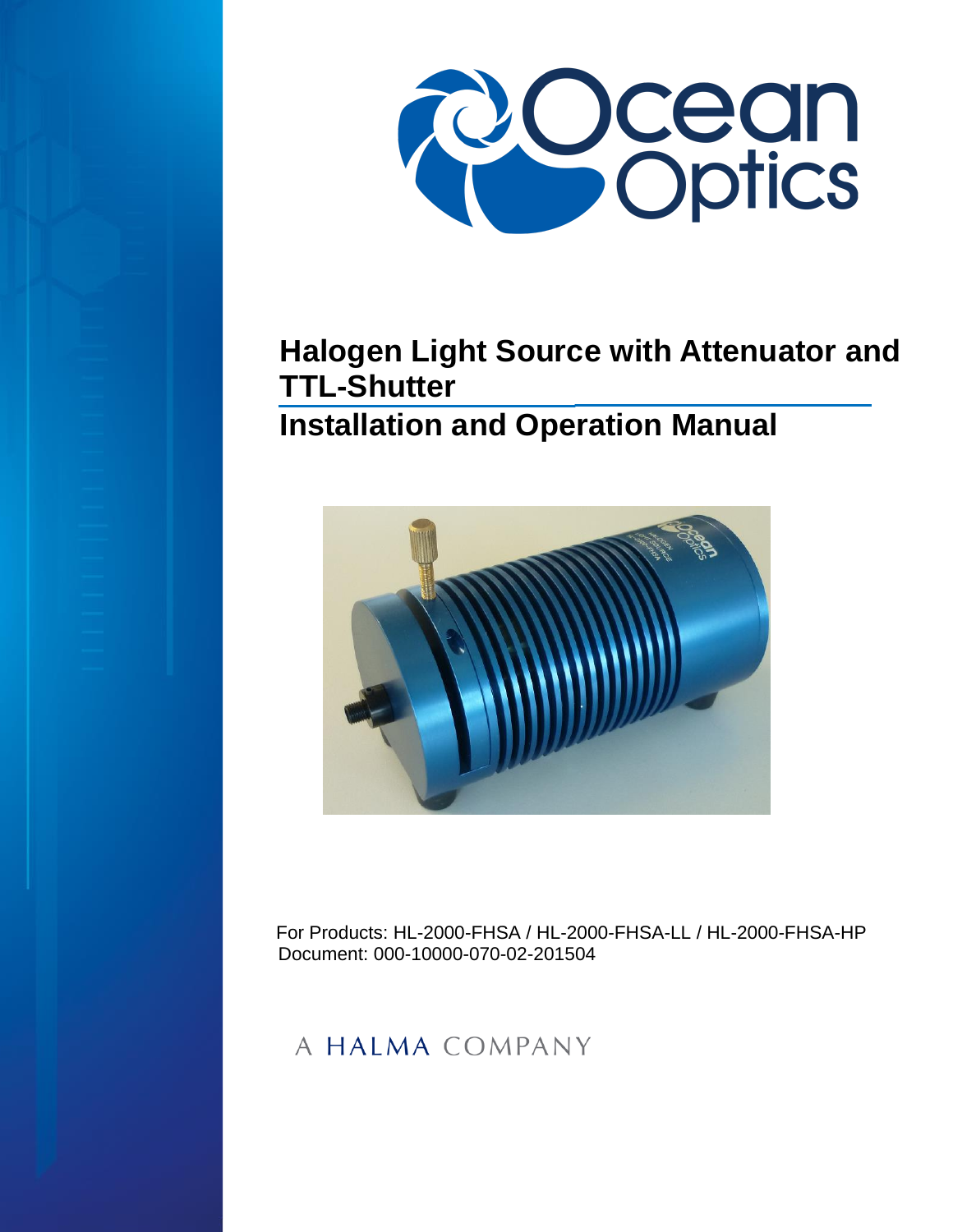# Halogen Light Source with Attenuator and TTL-Shutter

## Installation and Operation Manual

For Products: HL-2000-FHSA / HL-2000-FHSA-LL / HL-2000-FHSA-HP
Document: 000-10000-070-02-201504

A HALMA COMPANY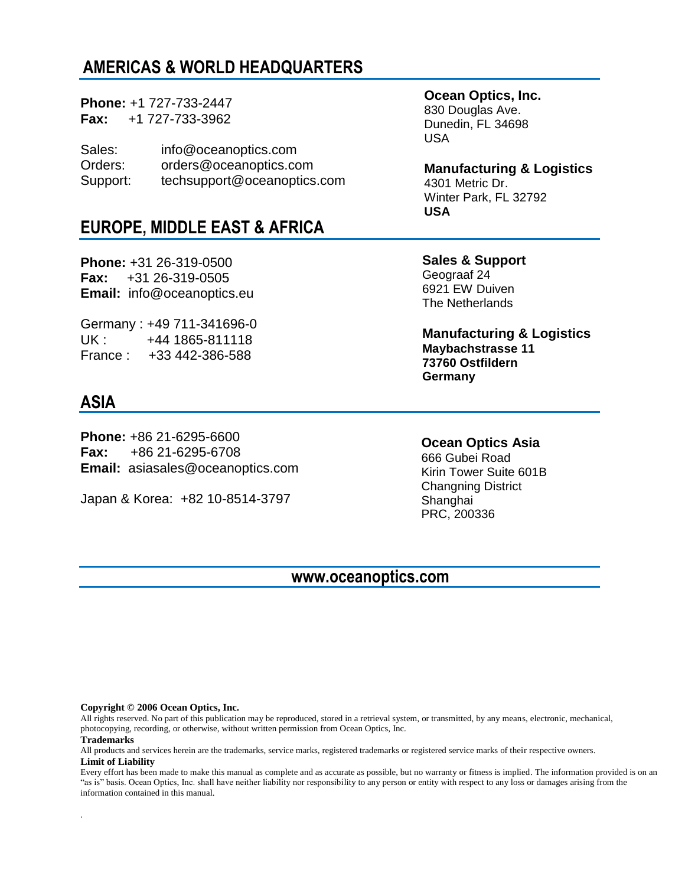## AMERICAS & WORLD HEADQUARTERS

**Phone:** +1 727-733-2447
**Fax:** +1 727-733-3962

Sales: info@oceanoptics.com
Orders: orders@oceanoptics.com
Support: techsupport@oceanoptics.com

**Ocean Optics, Inc.**
830 Douglas Ave.
Dunedin, FL 34698
USA

**Manufacturing & Logistics**
4301 Metric Dr.
Winter Park, FL 32792
**USA**

## EUROPE, MIDDLE EAST & AFRICA

**Phone:** +31 26-319-0500
**Fax:** +31 26-319-0505
**Email:** info@oceanoptics.eu

Germany : +49 711-341696-0
UK : +44 1865-811118
France : +33 442-386-588

**Sales & Support**
Geograaf 24
6921 EW Duiven
The Netherlands

**Manufacturing & Logistics**
**Maybachstrasse 11**
**73760 Ostfildern**
**Germany**

## ASIA

**Phone:** +86 21-6295-6600
**Fax:** +86 21-6295-6708
**Email:** asiasales@oceanoptics.com

Japan & Korea: +82 10-8514-3797

**Ocean Optics Asia**
666 Gubei Road
Kirin Tower Suite 601B
Changning District
Shanghai
PRC, 200336

**www.oceanoptics.com**

**Copyright © 2006 Ocean Optics, Inc.**
All rights reserved. No part of this publication may be reproduced, stored in a retrieval system, or transmitted, by any means, electronic, mechanical, photocopying, recording, or otherwise, without written permission from Ocean Optics, Inc.

**Trademarks**
All products and services herein are the trademarks, service marks, registered trademarks or registered service marks of their respective owners.

**Limit of Liability**
Every effort has been made to make this manual as complete and as accurate as possible, but no warranty or fitness is implied. The information provided is on an "as is" basis. Ocean Optics, Inc. shall have neither liability nor responsibility to any person or entity with respect to any loss or damages arising from the information contained in this manual.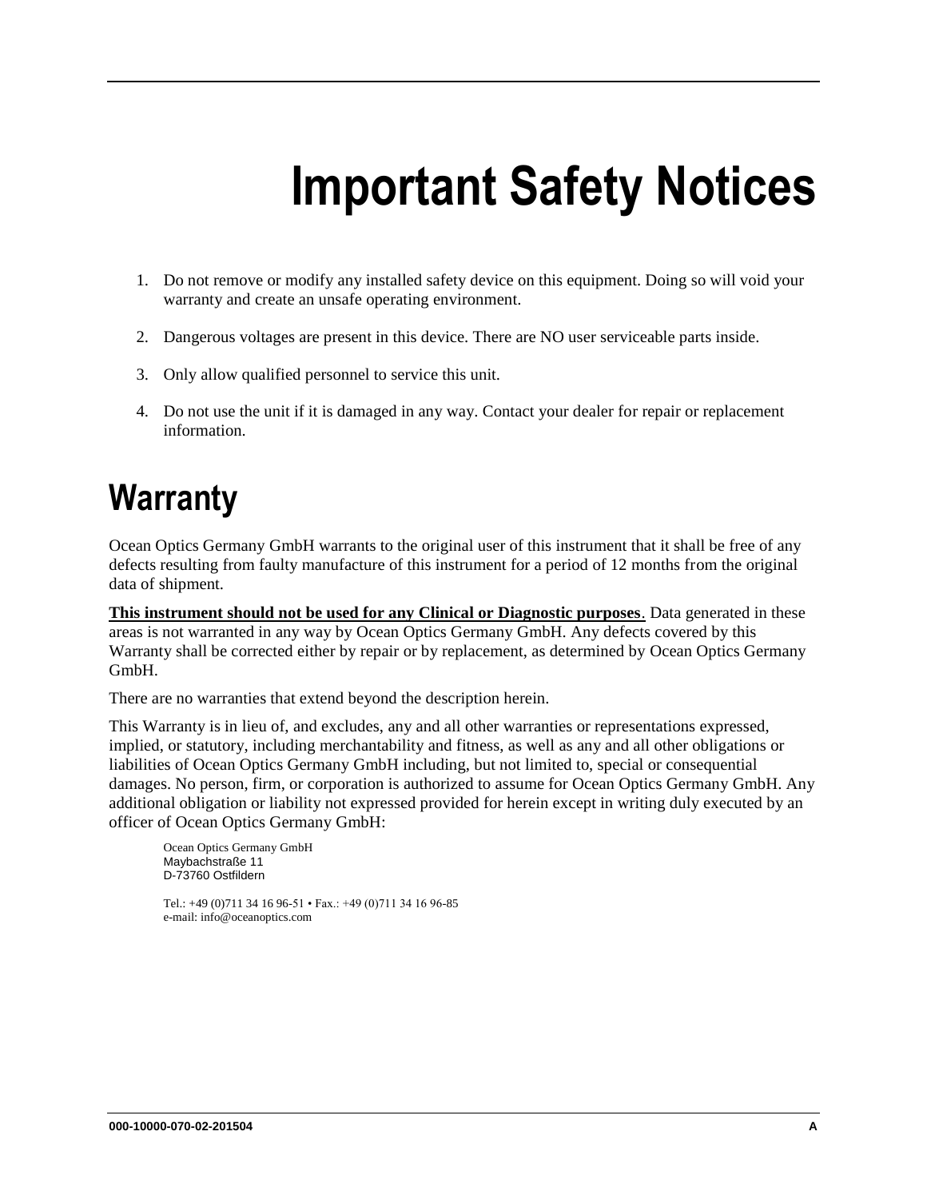# Important Safety Notices

1. Do not remove or modify any installed safety device on this equipment. Doing so will void your warranty and create an unsafe operating environment.

2. Dangerous voltages are present in this device. There are NO user serviceable parts inside.

3. Only allow qualified personnel to service this unit.

4. Do not use the unit if it is damaged in any way. Contact your dealer for repair or replacement information.

## Warranty

Ocean Optics Germany GmbH warrants to the original user of this instrument that it shall be free of any defects resulting from faulty manufacture of this instrument for a period of 12 months from the original data of shipment.

**This instrument should not be used for any Clinical or Diagnostic purposes**. Data generated in these areas is not warranted in any way by Ocean Optics Germany GmbH. Any defects covered by this Warranty shall be corrected either by repair or by replacement, as determined by Ocean Optics Germany GmbH.

There are no warranties that extend beyond the description herein.

This Warranty is in lieu of, and excludes, any and all other warranties or representations expressed, implied, or statutory, including merchantability and fitness, as well as any and all other obligations or liabilities of Ocean Optics Germany GmbH including, but not limited to, special or consequential damages. No person, firm, or corporation is authorized to assume for Ocean Optics Germany GmbH. Any additional obligation or liability not expressed provided for herein except in writing duly executed by an officer of Ocean Optics Germany GmbH:

Ocean Optics Germany GmbH
Maybachstraße 11
D-73760 Ostfildern

Tel.: +49 (0)711 34 16 96-51 • Fax.: +49 (0)711 34 16 96-85
e-mail: info@oceanoptics.com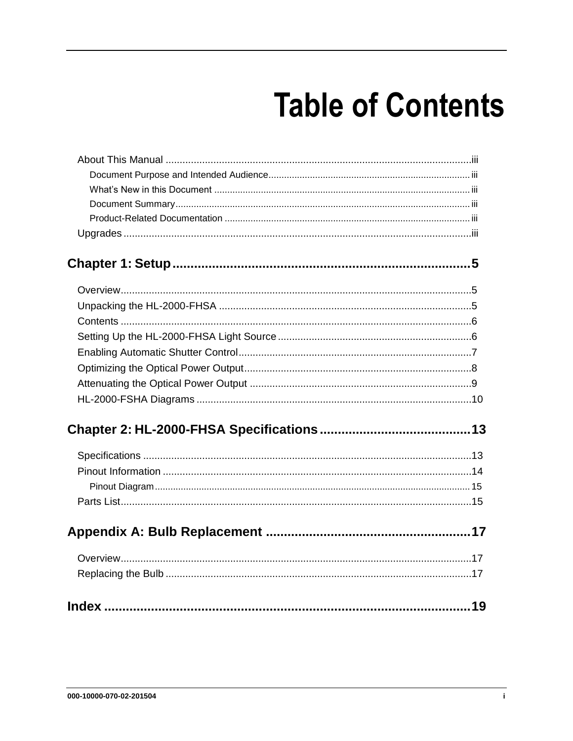# Table of Contents

About This Manual .............................................................................................................iii

Document Purpose and Intended Audience............................................................................ iii

What's New in this Document ................................................................................................ iii

Document Summary............................................................................................................... iii

Product-Related Documentation ............................................................................................ iii

Upgrades ............................................................................................................................iii

**Chapter 1: Setup ....................................................................................5**

Overview.............................................................................................................................5

Unpacking the HL-2000-FHSA ...........................................................................................5

Contents .............................................................................................................................6

Setting Up the HL-2000-FHSA Light Source .....................................................................6

Enabling Automatic Shutter Control...................................................................................7

Optimizing the Optical Power Output.................................................................................8

Attenuating the Optical Power Output ...............................................................................9

HL-2000-FSHA Diagrams ..................................................................................................10

**Chapter 2: HL-2000-FHSA Specifications ..........................................13**

Specifications .....................................................................................................................13

Pinout Information ..............................................................................................................14

Pinout Diagram...................................................................................................................... 15

Parts List.............................................................................................................................15

**Appendix A: Bulb Replacement .........................................................17**

Overview.............................................................................................................................17

Replacing the Bulb .............................................................................................................17

**Index ........................................................................................................19**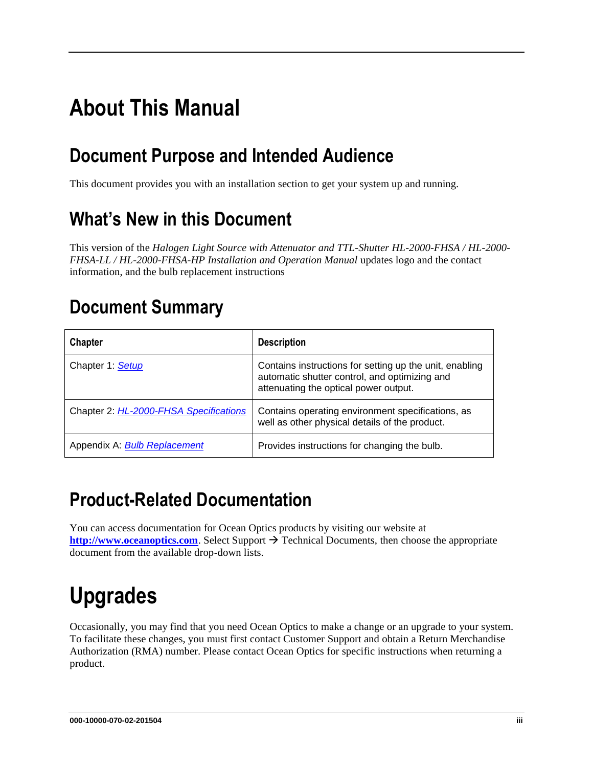# About This Manual

## Document Purpose and Intended Audience

This document provides you with an installation section to get your system up and running.

## What's New in this Document

This version of the *Halogen Light Source with Attenuator and TTL-Shutter HL-2000-FHSA / HL-2000-FHSA-LL / HL-2000-FHSA-HP Installation and Operation Manual* updates logo and the contact information, and the bulb replacement instructions

## Document Summary

| Chapter | Description |
|---|---|
| Chapter 1: *Setup* | Contains instructions for setting up the unit, enabling automatic shutter control, and optimizing and attenuating the optical power output. |
| Chapter 2: *HL-2000-FHSA Specifications* | Contains operating environment specifications, as well as other physical details of the product. |
| Appendix A: *Bulb Replacement* | Provides instructions for changing the bulb. |

## Product-Related Documentation

You can access documentation for Ocean Optics products by visiting our website at **http://www.oceanoptics.com**. Select Support → Technical Documents, then choose the appropriate document from the available drop-down lists.

# Upgrades

Occasionally, you may find that you need Ocean Optics to make a change or an upgrade to your system. To facilitate these changes, you must first contact Customer Support and obtain a Return Merchandise Authorization (RMA) number. Please contact Ocean Optics for specific instructions when returning a product.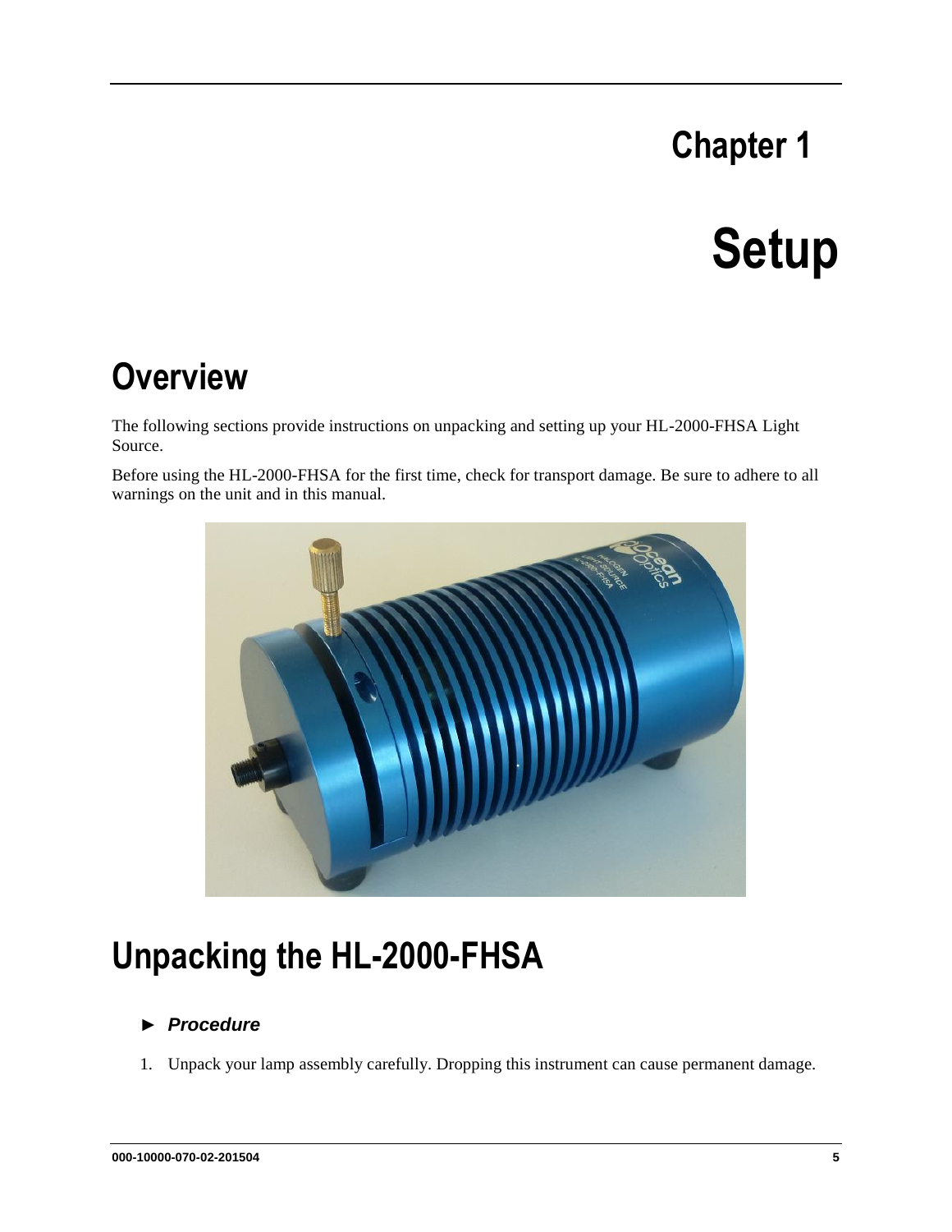# Chapter 1

# Setup

## Overview

The following sections provide instructions on unpacking and setting up your HL-2000-FHSA Light Source.

Before using the HL-2000-FHSA for the first time, check for transport damage. Be sure to adhere to all warnings on the unit and in this manual.

## Unpacking the HL-2000-FHSA

► ***Procedure***

1. Unpack your lamp assembly carefully. Dropping this instrument can cause permanent damage.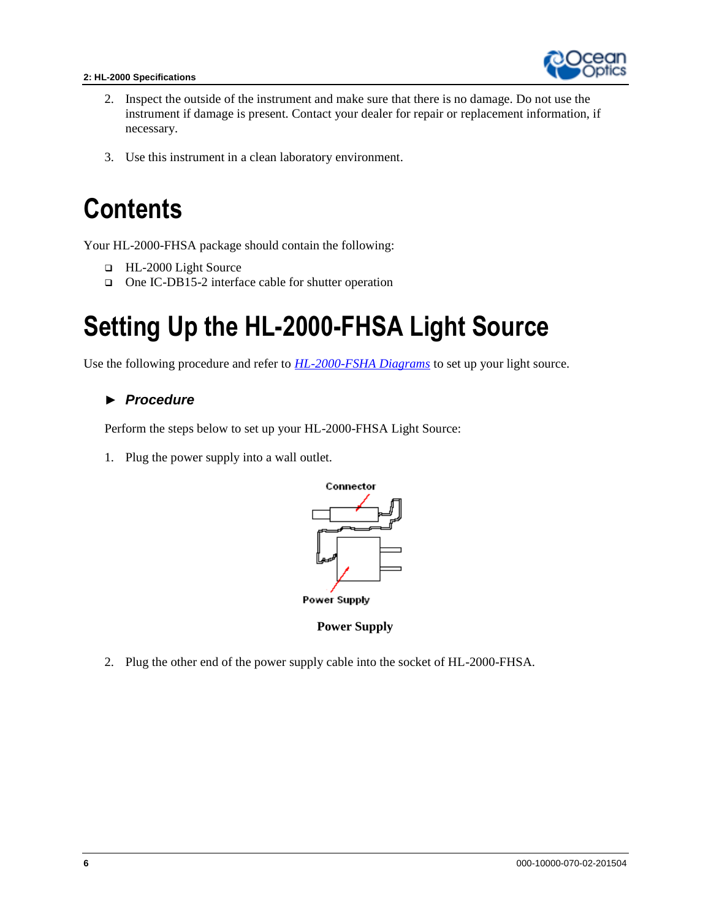2. Inspect the outside of the instrument and make sure that there is no damage. Do not use the instrument if damage is present. Contact your dealer for repair or replacement information, if necessary.

3. Use this instrument in a clean laboratory environment.

# Contents

Your HL-2000-FHSA package should contain the following:

- HL-2000 Light Source
- One IC-DB15-2 interface cable for shutter operation

# Setting Up the HL-2000-FHSA Light Source

Use the following procedure and refer to *HL-2000-FSHA Diagrams* to set up your light source.

### ► *Procedure*

Perform the steps below to set up your HL-2000-FHSA Light Source:

1. Plug the power supply into a wall outlet.

Connector

Power Supply

**Power Supply**

2. Plug the other end of the power supply cable into the socket of HL-2000-FHSA.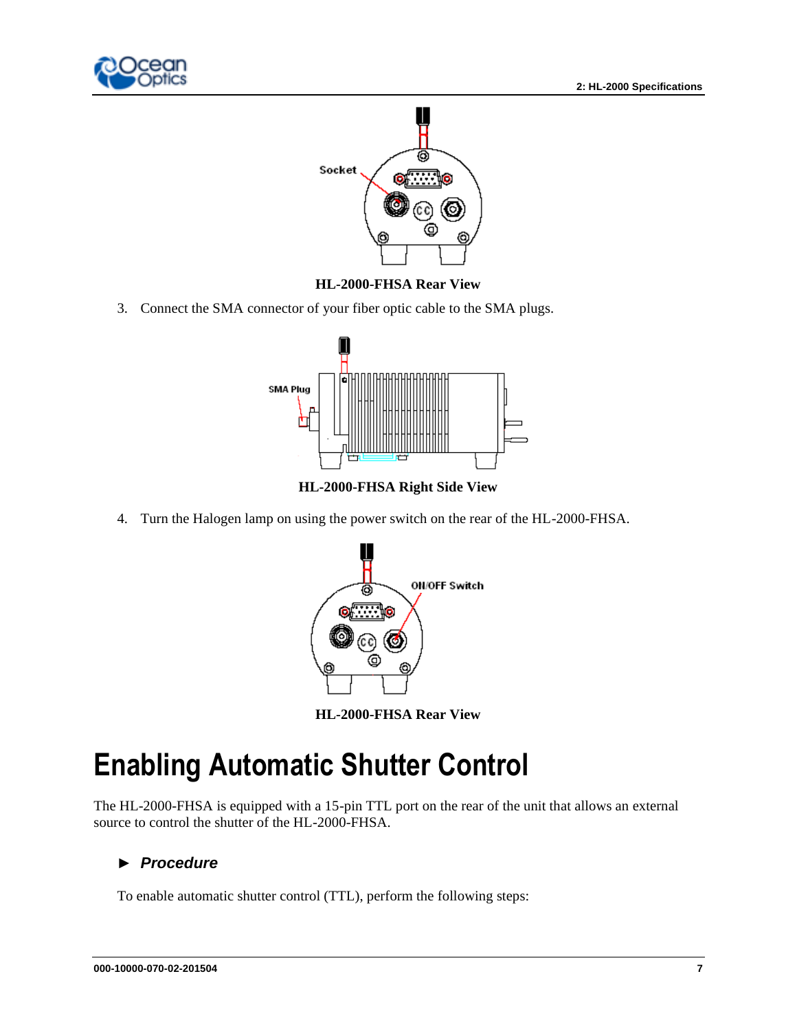HL-2000-FHSA Rear View

3. Connect the SMA connector of your fiber optic cable to the SMA plugs.

HL-2000-FHSA Right Side View

4. Turn the Halogen lamp on using the power switch on the rear of the HL-2000-FHSA.

HL-2000-FHSA Rear View

# Enabling Automatic Shutter Control

The HL-2000-FHSA is equipped with a 15-pin TTL port on the rear of the unit that allows an external source to control the shutter of the HL-2000-FHSA.

### ► *Procedure*

To enable automatic shutter control (TTL), perform the following steps: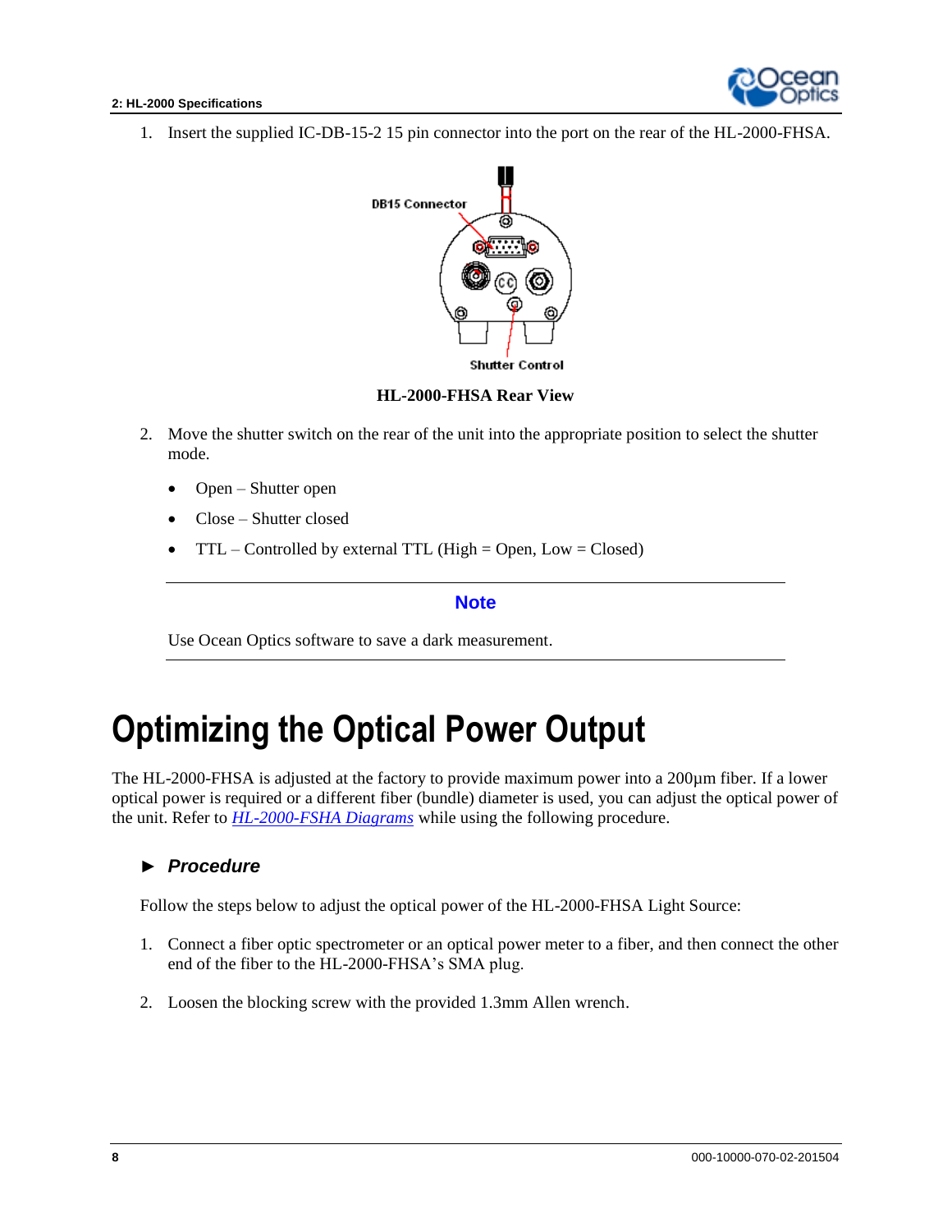1. Insert the supplied IC-DB-15-2 15 pin connector into the port on the rear of the HL-2000-FHSA.

**HL-2000-FHSA Rear View**

2. Move the shutter switch on the rear of the unit into the appropriate position to select the shutter mode.

   - Open – Shutter open
   - Close – Shutter closed
   - TTL – Controlled by external TTL (High = Open, Low = Closed)

---

**Note**

Use Ocean Optics software to save a dark measurement.

---

# Optimizing the Optical Power Output

The HL-2000-FHSA is adjusted at the factory to provide maximum power into a 200µm fiber. If a lower optical power is required or a different fiber (bundle) diameter is used, you can adjust the optical power of the unit. Refer to *HL-2000-FSHA Diagrams* while using the following procedure.

### ► *Procedure*

Follow the steps below to adjust the optical power of the HL-2000-FHSA Light Source:

1. Connect a fiber optic spectrometer or an optical power meter to a fiber, and then connect the other end of the fiber to the HL-2000-FHSA's SMA plug.

2. Loosen the blocking screw with the provided 1.3mm Allen wrench.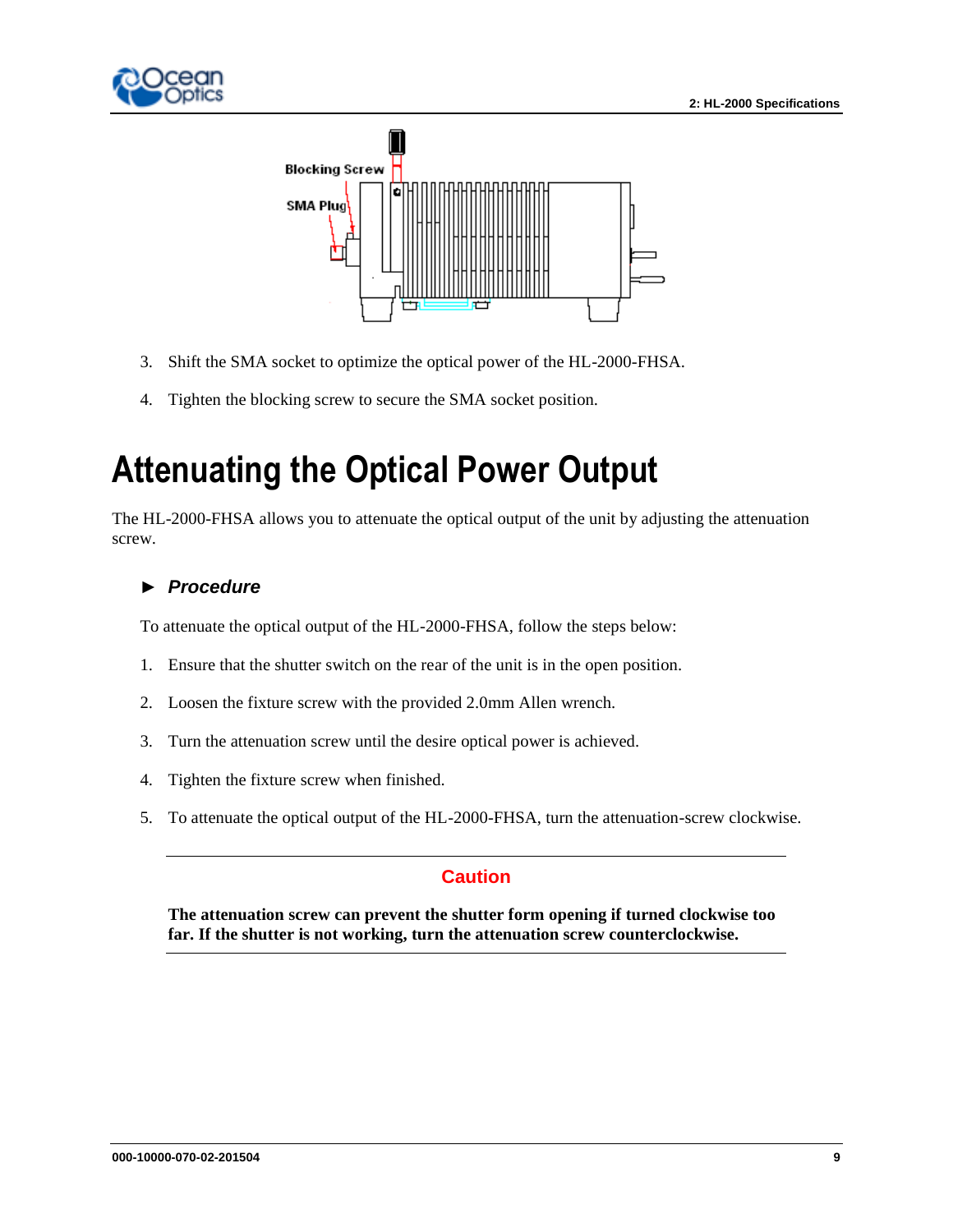3. Shift the SMA socket to optimize the optical power of the HL-2000-FHSA.
4. Tighten the blocking screw to secure the SMA socket position.

# Attenuating the Optical Power Output

The HL-2000-FHSA allows you to attenuate the optical output of the unit by adjusting the attenuation screw.

### ► *Procedure*

To attenuate the optical output of the HL-2000-FHSA, follow the steps below:

1. Ensure that the shutter switch on the rear of the unit is in the open position.
2. Loosen the fixture screw with the provided 2.0mm Allen wrench.
3. Turn the attenuation screw until the desire optical power is achieved.
4. Tighten the fixture screw when finished.
5. To attenuate the optical output of the HL-2000-FHSA, turn the attenuation-screw clockwise.

---

**Caution**

**The attenuation screw can prevent the shutter form opening if turned clockwise too far. If the shutter is not working, turn the attenuation screw counterclockwise.**

---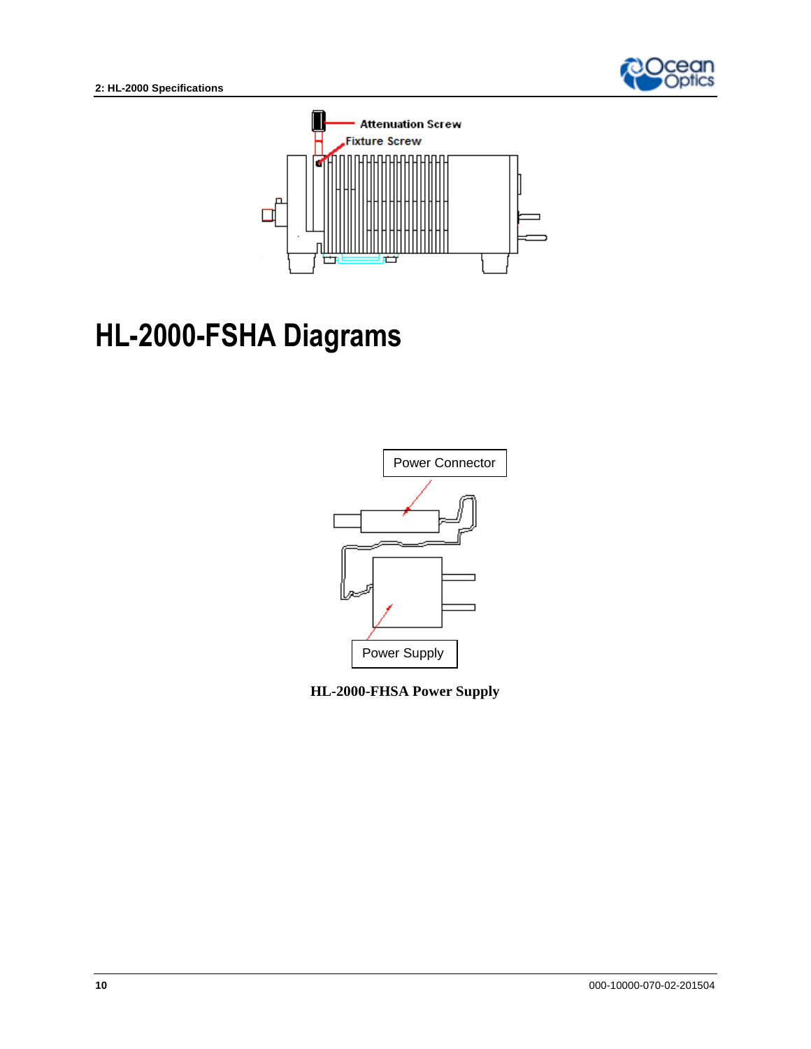Attenuation Screw

Fixture Screw

# HL-2000-FSHA Diagrams

Power Connector

Power Supply

**HL-2000-FHSA Power Supply**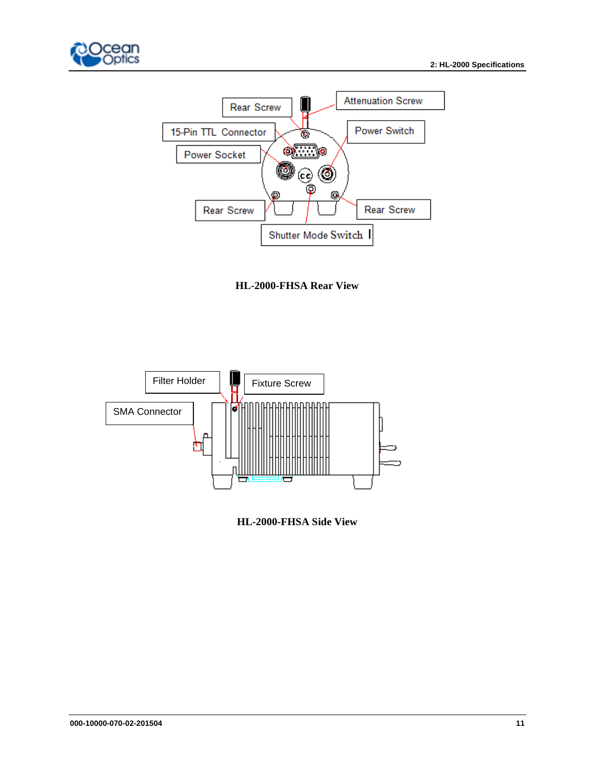Rear Screw

Attenuation Screw

15-Pin TTL Connector

Power Switch

Power Socket

Rear Screw

Rear Screw

Shutter Mode Switch

**HL-2000-FHSA Rear View**

Filter Holder

Fixture Screw

SMA Connector

**HL-2000-FHSA Side View**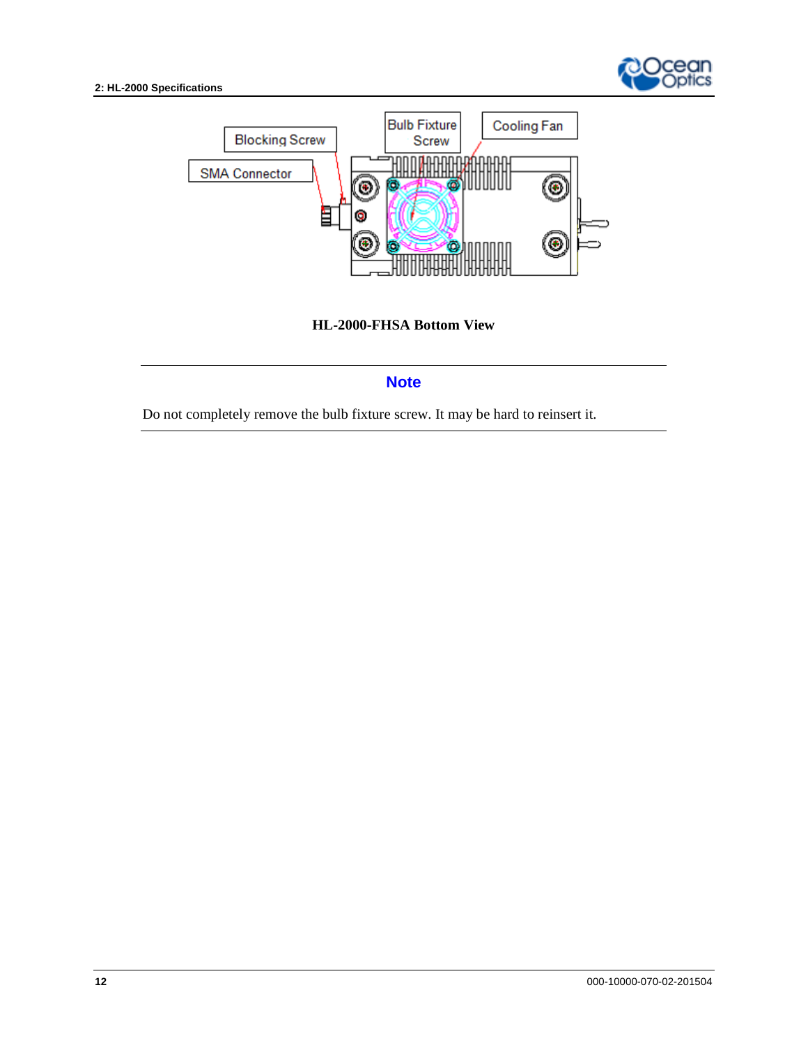Blocking Screw

SMA Connector

Bulb Fixture Screw

Cooling Fan

**HL-2000-FHSA Bottom View**

---

**Note**

Do not completely remove the bulb fixture screw. It may be hard to reinsert it.

---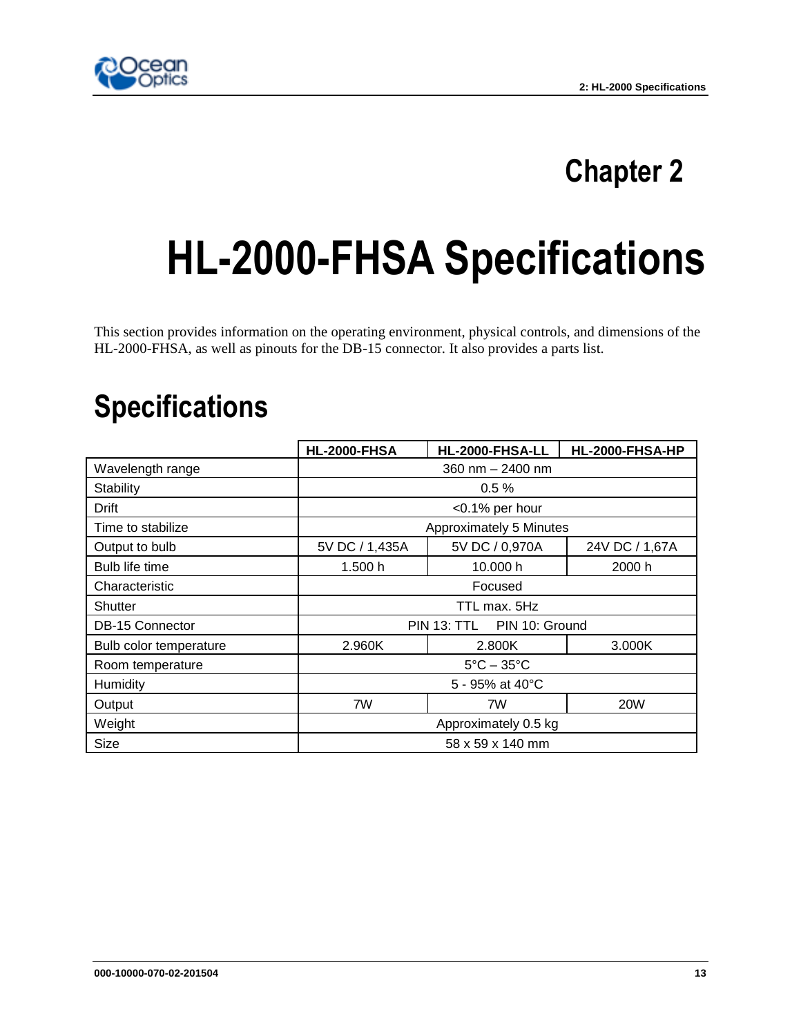# Chapter 2

# HL-2000-FHSA Specifications

This section provides information on the operating environment, physical controls, and dimensions of the HL-2000-FHSA, as well as pinouts for the DB-15 connector. It also provides a parts list.

## Specifications

| | **HL-2000-FHSA** | **HL-2000-FHSA-LL** | **HL-2000-FHSA-HP** |
|---|---|---|---|
| Wavelength range | 360 nm – 2400 nm | | |
| Stability | 0.5 % | | |
| Drift | <0.1% per hour | | |
| Time to stabilize | Approximately 5 Minutes | | |
| Output to bulb | 5V DC / 1,435A | 5V DC / 0,970A | 24V DC / 1,67A |
| Bulb life time | 1.500 h | 10.000 h | 2000 h |
| Characteristic | Focused | | |
| Shutter | TTL max. 5Hz | | |
| DB-15 Connector | PIN 13: TTL PIN 10: Ground | | |
| Bulb color temperature | 2.960K | 2.800K | 3.000K |
| Room temperature | 5°C – 35°C | | |
| Humidity | 5 - 95% at 40°C | | |
| Output | 7W | 7W | 20W |
| Weight | Approximately 0.5 kg | | |
| Size | 58 x 59 x 140 mm | | |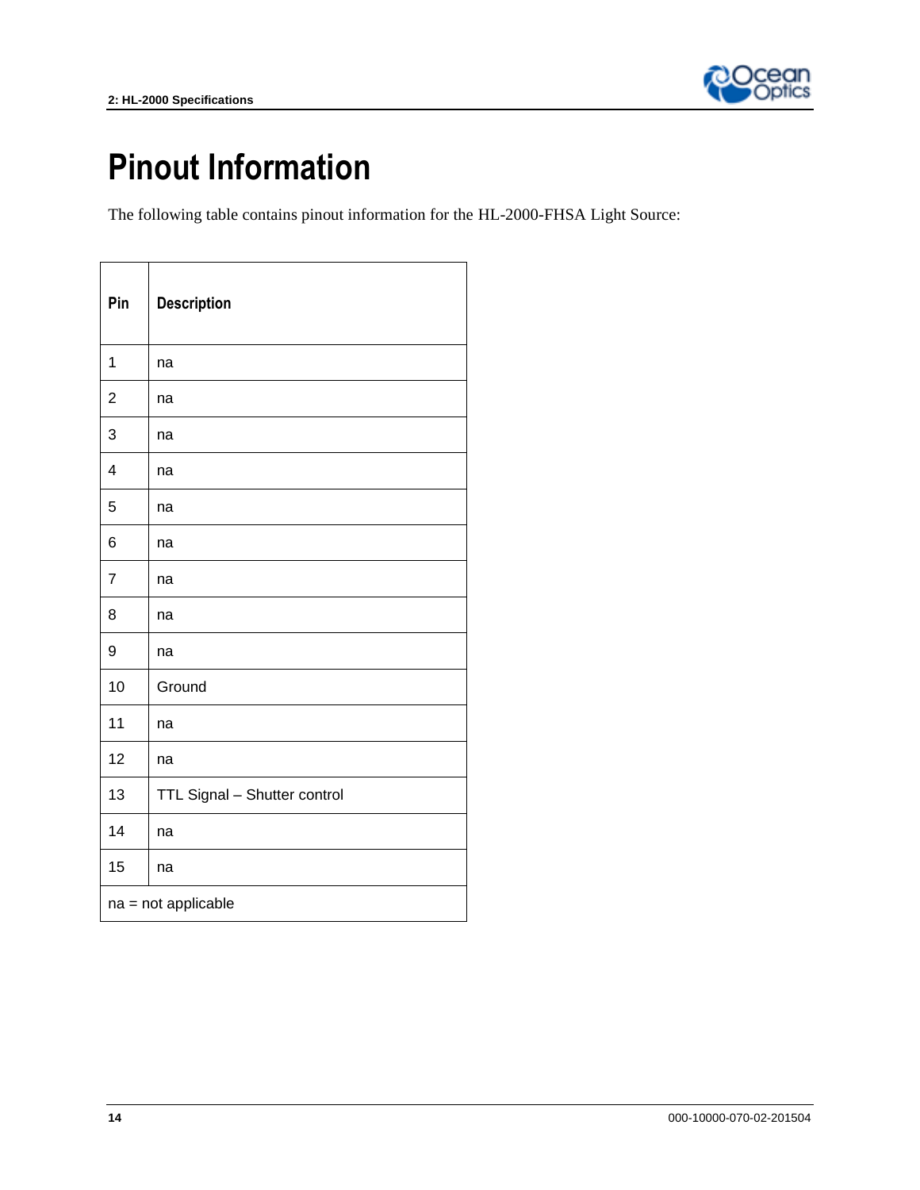# Pinout Information

The following table contains pinout information for the HL-2000-FHSA Light Source:

| Pin | Description |
|---|---|
| 1 | na |
| 2 | na |
| 3 | na |
| 4 | na |
| 5 | na |
| 6 | na |
| 7 | na |
| 8 | na |
| 9 | na |
| 10 | Ground |
| 11 | na |
| 12 | na |
| 13 | TTL Signal – Shutter control |
| 14 | na |
| 15 | na |
| na = not applicable | |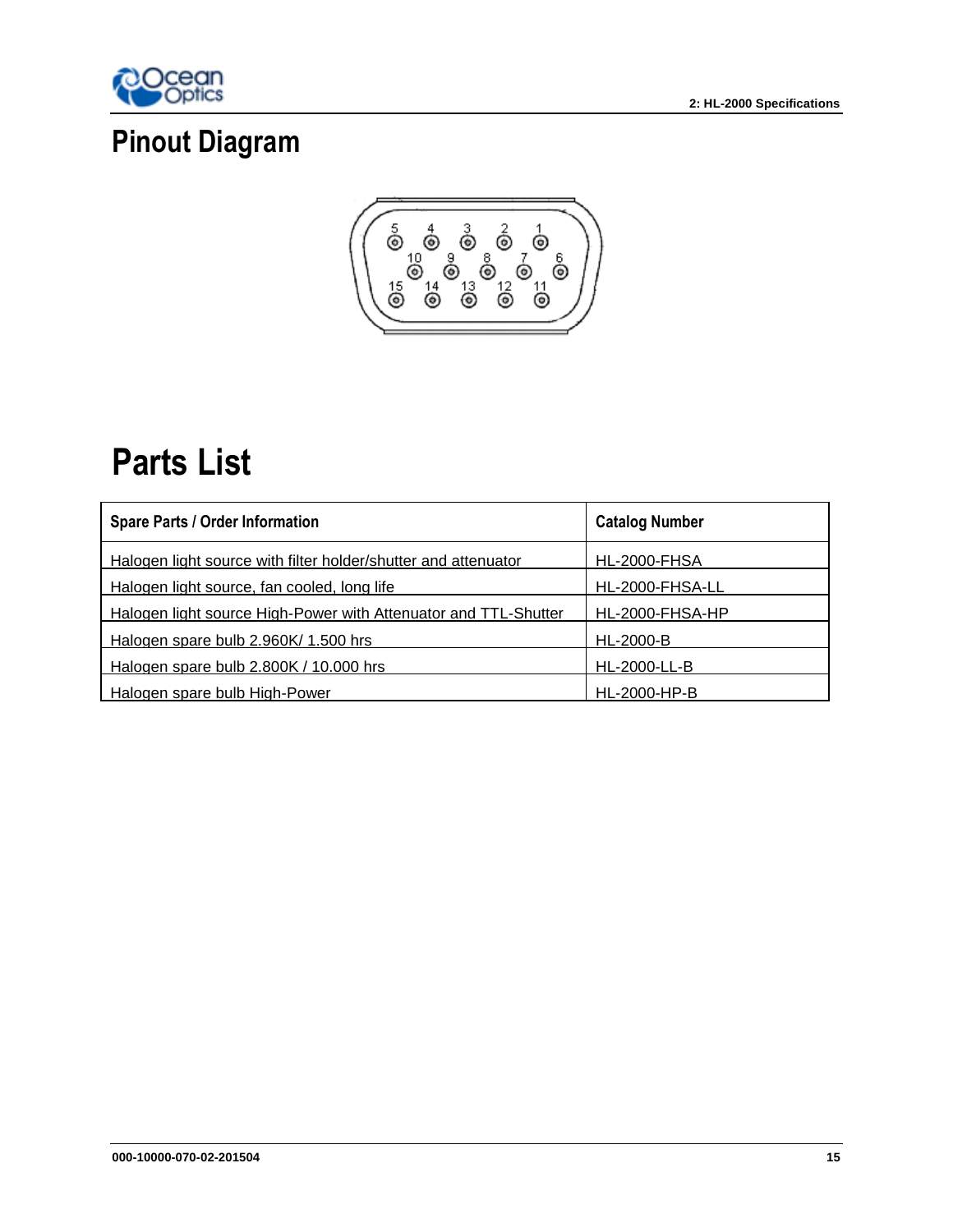# Pinout Diagram

# Parts List

| Spare Parts / Order Information | Catalog Number |
| --- | --- |
| Halogen light source with filter holder/shutter and attenuator | HL-2000-FHSA |
| Halogen light source, fan cooled, long life | HL-2000-FHSA-LL |
| Halogen light source High-Power with Attenuator and TTL-Shutter | HL-2000-FHSA-HP |
| Halogen spare bulb 2.960K/ 1.500 hrs | HL-2000-B |
| Halogen spare bulb 2.800K / 10.000 hrs | HL-2000-LL-B |
| Halogen spare bulb High-Power | HL-2000-HP-B |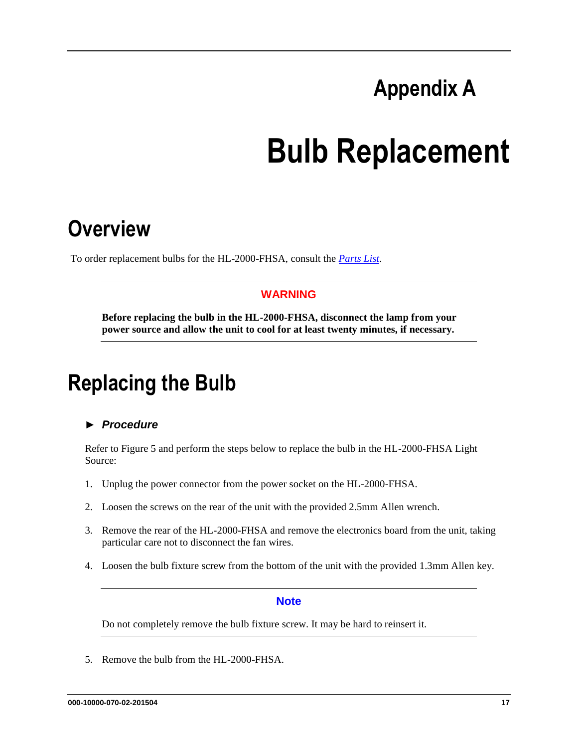# Appendix A

# Bulb Replacement

## Overview

To order replacement bulbs for the HL-2000-FHSA, consult the *Parts List*.

---

**WARNING**

**Before replacing the bulb in the HL-2000-FHSA, disconnect the lamp from your power source and allow the unit to cool for at least twenty minutes, if necessary.**

---

## Replacing the Bulb

### ► *Procedure*

Refer to Figure 5 and perform the steps below to replace the bulb in the HL-2000-FHSA Light Source:

1. Unplug the power connector from the power socket on the HL-2000-FHSA.

2. Loosen the screws on the rear of the unit with the provided 2.5mm Allen wrench.

3. Remove the rear of the HL-2000-FHSA and remove the electronics board from the unit, taking particular care not to disconnect the fan wires.

4. Loosen the bulb fixture screw from the bottom of the unit with the provided 1.3mm Allen key.

---

**Note**

Do not completely remove the bulb fixture screw. It may be hard to reinsert it.

---

5. Remove the bulb from the HL-2000-FHSA.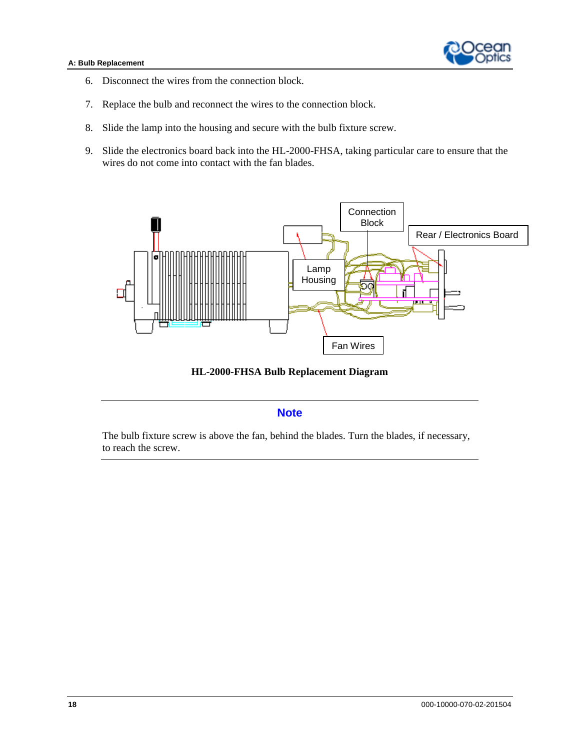6. Disconnect the wires from the connection block.

7. Replace the bulb and reconnect the wires to the connection block.

8. Slide the lamp into the housing and secure with the bulb fixture screw.

9. Slide the electronics board back into the HL-2000-FHSA, taking particular care to ensure that the wires do not come into contact with the fan blades.

Connection Block

Rear / Electronics Board

Lamp Housing

Fan Wires

**HL-2000-FHSA Bulb Replacement Diagram**

---

**Note**

The bulb fixture screw is above the fan, behind the blades. Turn the blades, if necessary, to reach the screw.

---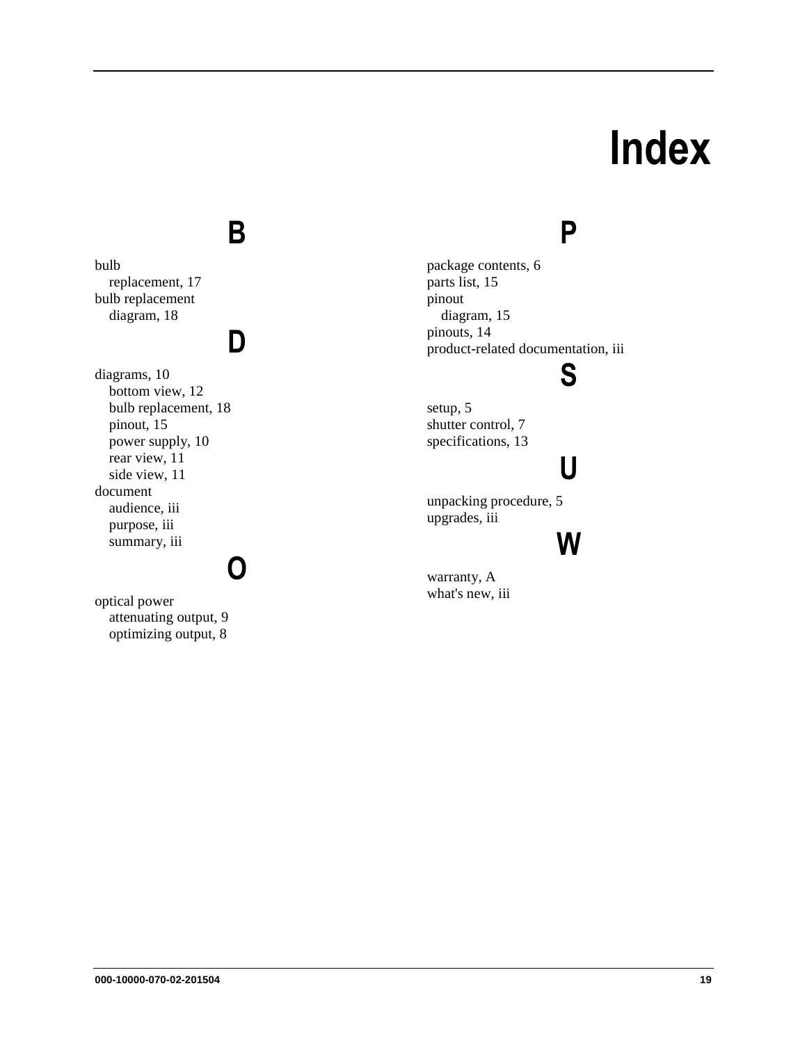# Index

## B

bulb
- replacement, 17

bulb replacement
- diagram, 18

## D

diagrams, 10
- bottom view, 12
- bulb replacement, 18
- pinout, 15
- power supply, 10
- rear view, 11
- side view, 11

document
- audience, iii
- purpose, iii
- summary, iii

## O

optical power
- attenuating output, 9
- optimizing output, 8

## P

package contents, 6

parts list, 15

pinout
- diagram, 15

pinouts, 14

product-related documentation, iii

## S

setup, 5

shutter control, 7

specifications, 13

## U

unpacking procedure, 5

upgrades, iii

## W

warranty, A

what's new, iii